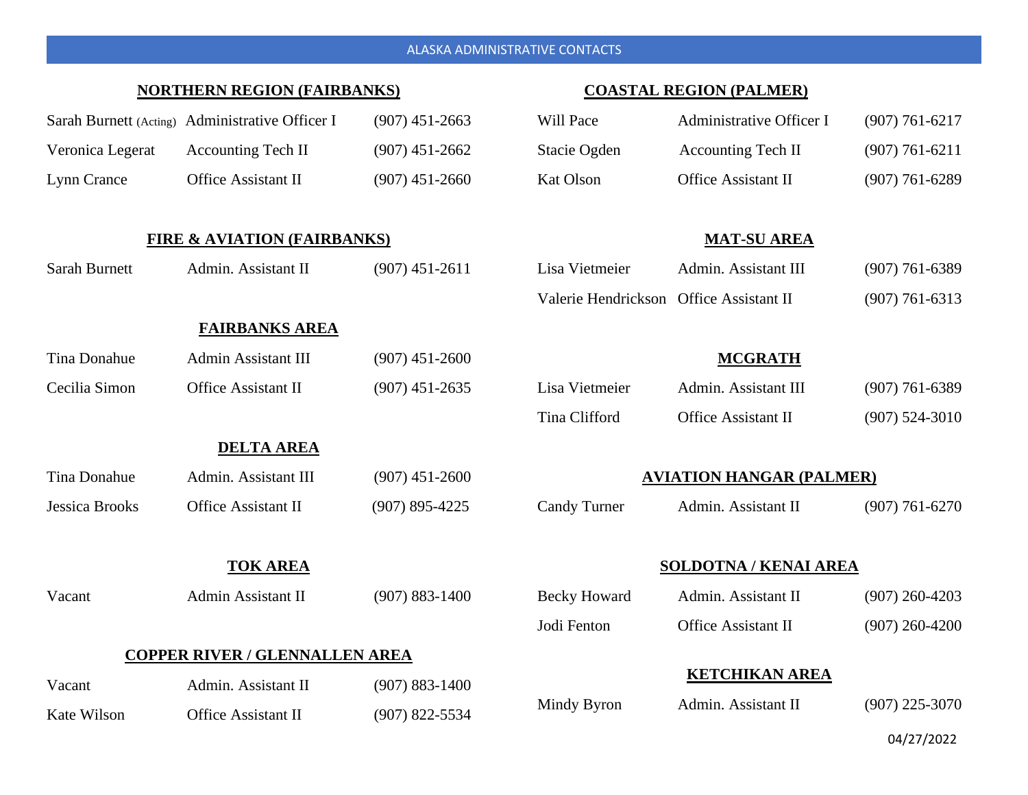# ALASKA ADMINISTRATIVE CONTACTS

## NORTHERN REGION (FAIRBANKS)

| | | |
|---|---|---|
| Sarah Burnett (Acting) | Administrative Officer I | (907) 451-2663 |
| Veronica Legerat | Accounting Tech II | (907) 451-2662 |
| Lynn Crance | Office Assistant II | (907) 451-2660 |

## FIRE & AVIATION (FAIRBANKS)

| | | |
|---|---|---|
| Sarah Burnett | Admin. Assistant II | (907) 451-2611 |

## FAIRBANKS AREA

| | | |
|---|---|---|
| Tina Donahue | Admin Assistant III | (907) 451-2600 |
| Cecilia Simon | Office Assistant II | (907) 451-2635 |

## DELTA AREA

| | | |
|---|---|---|
| Tina Donahue | Admin. Assistant III | (907) 451-2600 |
| Jessica Brooks | Office Assistant II | (907) 895-4225 |

## TOK AREA

| | | |
|---|---|---|
| Vacant | Admin Assistant II | (907) 883-1400 |

## COPPER RIVER / GLENNALLEN AREA

| | | |
|---|---|---|
| Vacant | Admin. Assistant II | (907) 883-1400 |
| Kate Wilson | Office Assistant II | (907) 822-5534 |

## COASTAL REGION (PALMER)

| | | |
|---|---|---|
| Will Pace | Administrative Officer I | (907) 761-6217 |
| Stacie Ogden | Accounting Tech II | (907) 761-6211 |
| Kat Olson | Office Assistant II | (907) 761-6289 |

## MAT-SU AREA

| | | |
|---|---|---|
| Lisa Vietmeier | Admin. Assistant III | (907) 761-6389 |
| Valerie Hendrickson | Office Assistant II | (907) 761-6313 |

## MCGRATH

| | | |
|---|---|---|
| Lisa Vietmeier | Admin. Assistant III | (907) 761-6389 |
| Tina Clifford | Office Assistant II | (907) 524-3010 |

## AVIATION HANGAR (PALMER)

| | | |
|---|---|---|
| Candy Turner | Admin. Assistant II | (907) 761-6270 |

## SOLDOTNA / KENAI AREA

| | | |
|---|---|---|
| Becky Howard | Admin. Assistant II | (907) 260-4203 |
| Jodi Fenton | Office Assistant II | (907) 260-4200 |

## KETCHIKAN AREA

| | | |
|---|---|---|
| Mindy Byron | Admin. Assistant II | (907) 225-3070 |

04/27/2022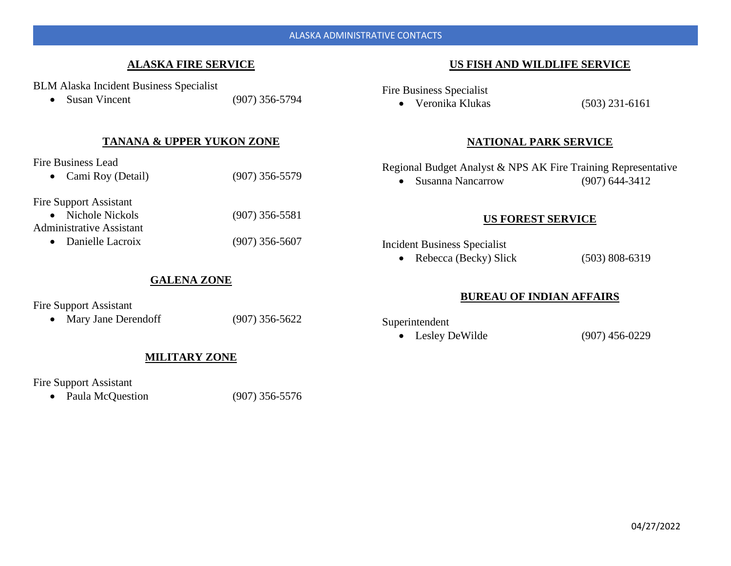# ALASKA ADMINISTRATIVE CONTACTS

## ALASKA FIRE SERVICE

BLM Alaska Incident Business Specialist

- Susan Vincent (907) 356-5794

## TANANA & UPPER YUKON ZONE

Fire Business Lead

- Cami Roy (Detail) (907) 356-5579

Fire Support Assistant

- Nichole Nickols (907) 356-5581

Administrative Assistant

- Danielle Lacroix (907) 356-5607

## GALENA ZONE

Fire Support Assistant

- Mary Jane Derendoff (907) 356-5622

## MILITARY ZONE

Fire Support Assistant

- Paula McQuestion (907) 356-5576

## US FISH AND WILDLIFE SERVICE

Fire Business Specialist

- Veronika Klukas (503) 231-6161

## NATIONAL PARK SERVICE

Regional Budget Analyst & NPS AK Fire Training Representative

- Susanna Nancarrow (907) 644-3412

## US FOREST SERVICE

Incident Business Specialist

- Rebecca (Becky) Slick (503) 808-6319

## BUREAU OF INDIAN AFFAIRS

Superintendent

- Lesley DeWilde (907) 456-0229

04/27/2022